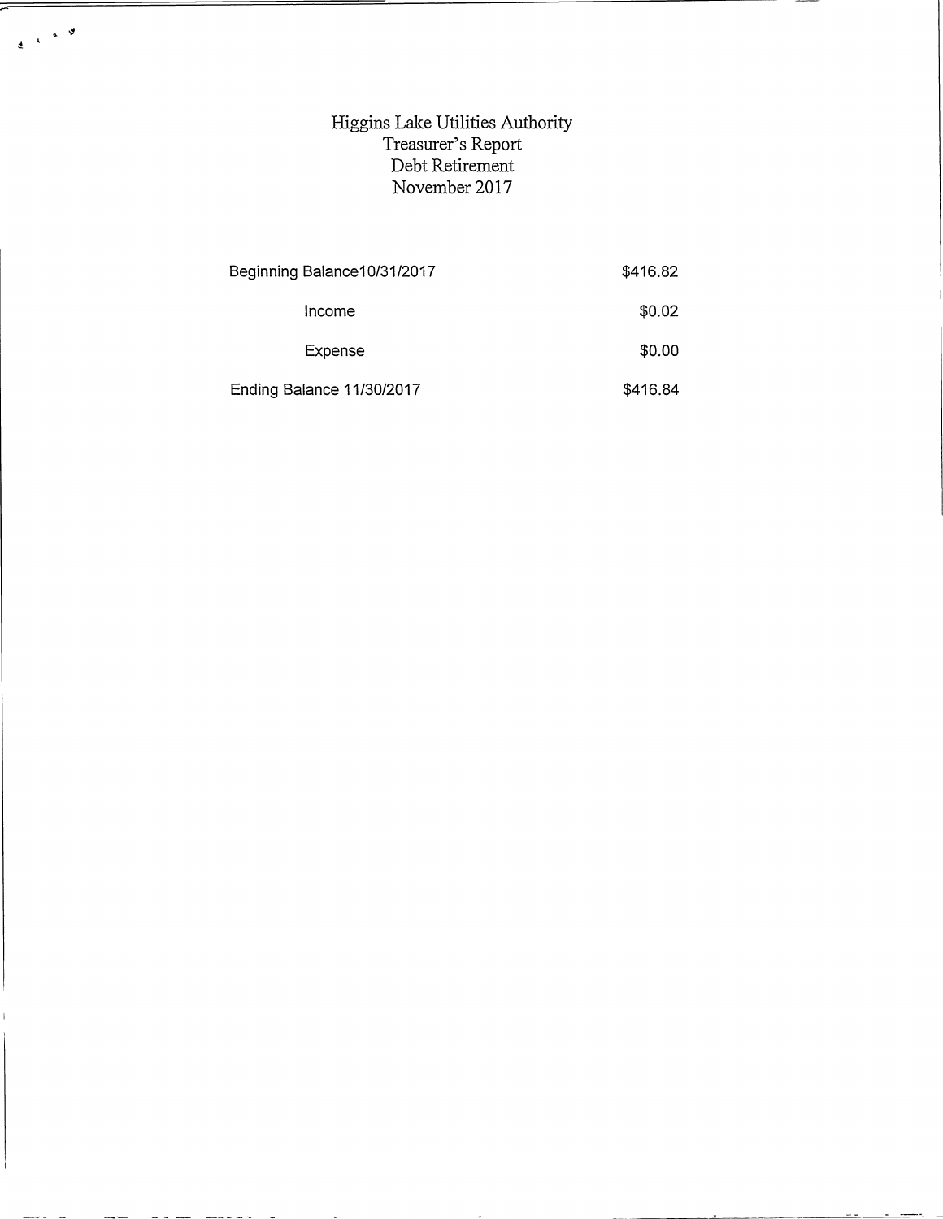# Higgins Lake Utilities Authority
## Treasurer's Report
## Debt Retirement
## November 2017

| | |
|---|---|
| Beginning Balance10/31/2017 | $416.82 |
| Income | $0.02 |
| Expense | $0.00 |
| Ending Balance 11/30/2017 | $416.84 |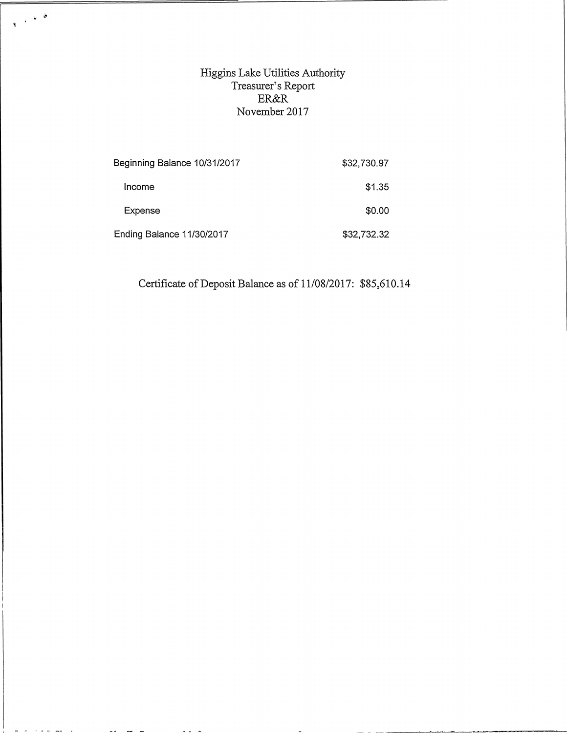# Higgins Lake Utilities Authority
## Treasurer's Report
## ER&R
## November 2017

| | |
|---|---|
| Beginning Balance 10/31/2017 | $32,730.97 |
| Income | $1.35 |
| Expense | $0.00 |
| Ending Balance 11/30/2017 | $32,732.32 |

Certificate of Deposit Balance as of 11/08/2017: $85,610.14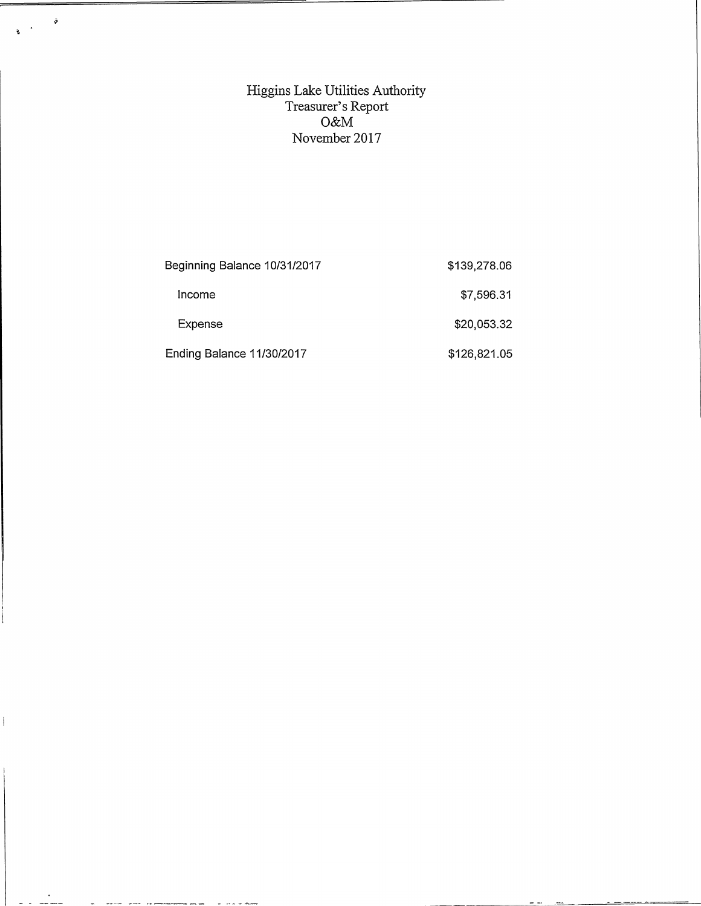# Higgins Lake Utilities Authority
## Treasurer's Report
## O&M
## November 2017

| | |
|---|---|
| Beginning Balance 10/31/2017 | $139,278.06 |
| Income | $7,596.31 |
| Expense | $20,053.32 |
| Ending Balance 11/30/2017 | $126,821.05 |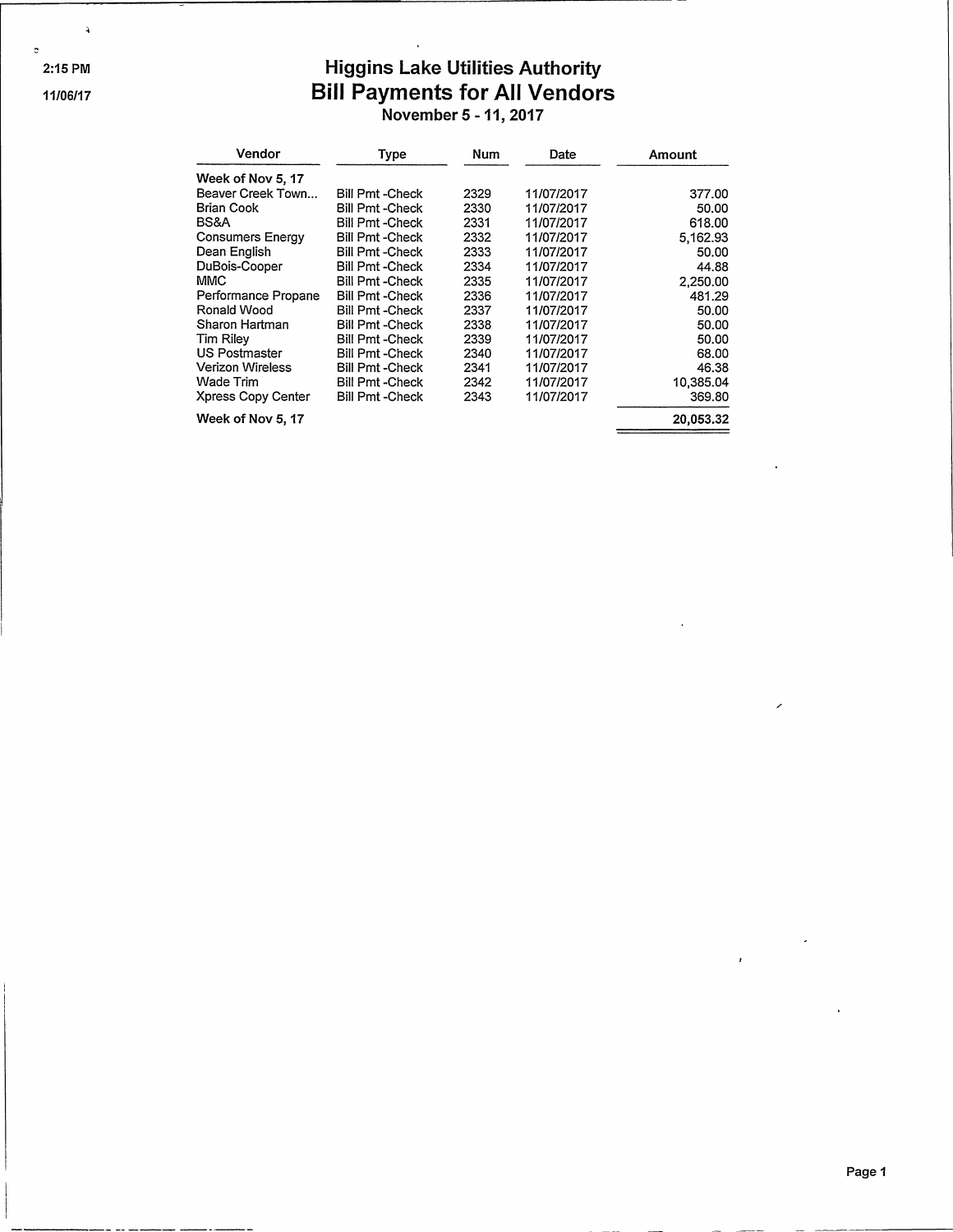2:15 PM

11/06/17

# Higgins Lake Utilities Authority
## Bill Payments for All Vendors
### November 5 - 11, 2017

| Vendor | Type | Num | Date | Amount |
|---|---|---|---|---|
| **Week of Nov 5, 17** | | | | |
| Beaver Creek Town... | Bill Pmt -Check | 2329 | 11/07/2017 | 377.00 |
| Brian Cook | Bill Pmt -Check | 2330 | 11/07/2017 | 50.00 |
| BS&A | Bill Pmt -Check | 2331 | 11/07/2017 | 618.00 |
| Consumers Energy | Bill Pmt -Check | 2332 | 11/07/2017 | 5,162.93 |
| Dean English | Bill Pmt -Check | 2333 | 11/07/2017 | 50.00 |
| DuBois-Cooper | Bill Pmt -Check | 2334 | 11/07/2017 | 44.88 |
| MMC | Bill Pmt -Check | 2335 | 11/07/2017 | 2,250.00 |
| Performance Propane | Bill Pmt -Check | 2336 | 11/07/2017 | 481.29 |
| Ronald Wood | Bill Pmt -Check | 2337 | 11/07/2017 | 50.00 |
| Sharon Hartman | Bill Pmt -Check | 2338 | 11/07/2017 | 50.00 |
| Tim Riley | Bill Pmt -Check | 2339 | 11/07/2017 | 50.00 |
| US Postmaster | Bill Pmt -Check | 2340 | 11/07/2017 | 68.00 |
| Verizon Wireless | Bill Pmt -Check | 2341 | 11/07/2017 | 46.38 |
| Wade Trim | Bill Pmt -Check | 2342 | 11/07/2017 | 10,385.04 |
| Xpress Copy Center | Bill Pmt -Check | 2343 | 11/07/2017 | 369.80 |
| **Week of Nov 5, 17** | | | | **20,053.32** |